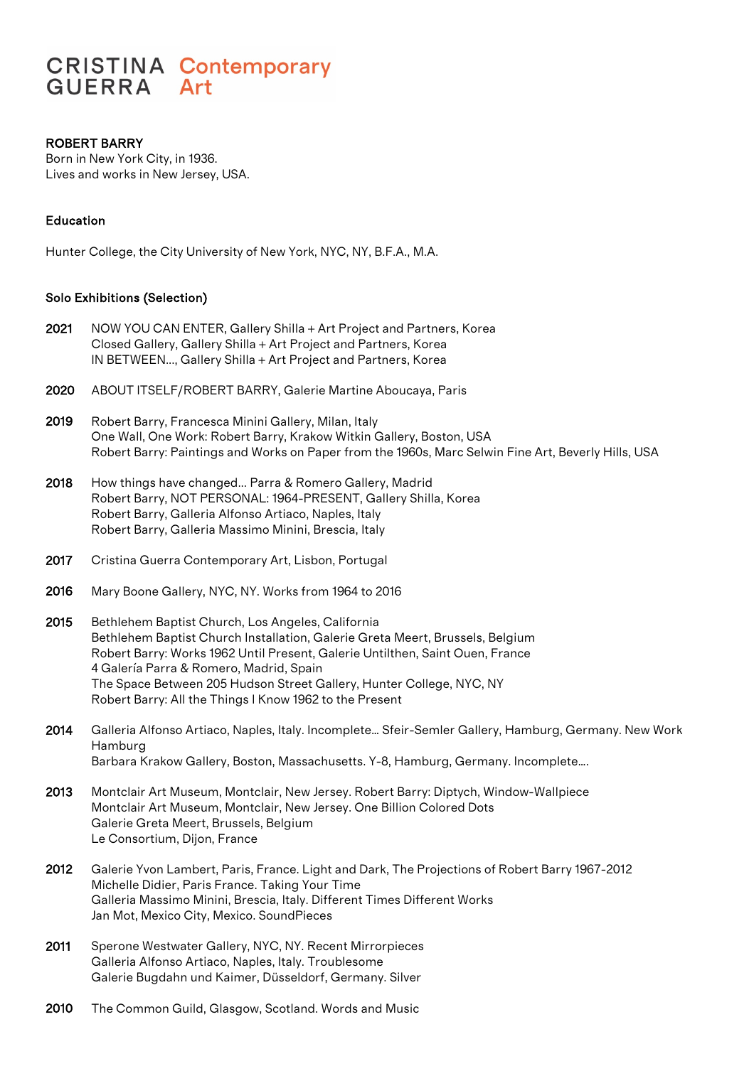CRISTINA GUERRA Contemporary Art

# ROBERT BARRY

Born in New York City, in 1936.
Lives and works in New Jersey, USA.

## Education

Hunter College, the City University of New York, NYC, NY, B.F.A., M.A.

## Solo Exhibitions (Selection)

**2021** NOW YOU CAN ENTER, Gallery Shilla + Art Project and Partners, Korea
Closed Gallery, Gallery Shilla + Art Project and Partners, Korea
IN BETWEEN..., Gallery Shilla + Art Project and Partners, Korea

**2020** ABOUT ITSELF/ROBERT BARRY, Galerie Martine Aboucaya, Paris

**2019** Robert Barry, Francesca Minini Gallery, Milan, Italy
One Wall, One Work: Robert Barry, Krakow Witkin Gallery, Boston, USA
Robert Barry: Paintings and Works on Paper from the 1960s, Marc Selwin Fine Art, Beverly Hills, USA

**2018** How things have changed... Parra & Romero Gallery, Madrid
Robert Barry, NOT PERSONAL: 1964-PRESENT, Gallery Shilla, Korea
Robert Barry, Galleria Alfonso Artiaco, Naples, Italy
Robert Barry, Galleria Massimo Minini, Brescia, Italy

**2017** Cristina Guerra Contemporary Art, Lisbon, Portugal

**2016** Mary Boone Gallery, NYC, NY. Works from 1964 to 2016

**2015** Bethlehem Baptist Church, Los Angeles, California
Bethlehem Baptist Church Installation, Galerie Greta Meert, Brussels, Belgium
Robert Barry: Works 1962 Until Present, Galerie Untilthen, Saint Ouen, France
4 Galería Parra & Romero, Madrid, Spain
The Space Between 205 Hudson Street Gallery, Hunter College, NYC, NY
Robert Barry: All the Things I Know 1962 to the Present

**2014** Galleria Alfonso Artiaco, Naples, Italy. Incomplete... Sfeir-Semler Gallery, Hamburg, Germany. New Work Hamburg
Barbara Krakow Gallery, Boston, Massachusetts. Y-8, Hamburg, Germany. Incomplete....

**2013** Montclair Art Museum, Montclair, New Jersey. Robert Barry: Diptych, Window-Wallpiece
Montclair Art Museum, Montclair, New Jersey. One Billion Colored Dots
Galerie Greta Meert, Brussels, Belgium
Le Consortium, Dijon, France

**2012** Galerie Yvon Lambert, Paris, France. Light and Dark, The Projections of Robert Barry 1967-2012
Michelle Didier, Paris France. Taking Your Time
Galleria Massimo Minini, Brescia, Italy. Different Times Different Works
Jan Mot, Mexico City, Mexico. SoundPieces

**2011** Sperone Westwater Gallery, NYC, NY. Recent Mirrorpieces
Galleria Alfonso Artiaco, Naples, Italy. Troublesome
Galerie Bugdahn und Kaimer, Düsseldorf, Germany. Silver

**2010** The Common Guild, Glasgow, Scotland. Words and Music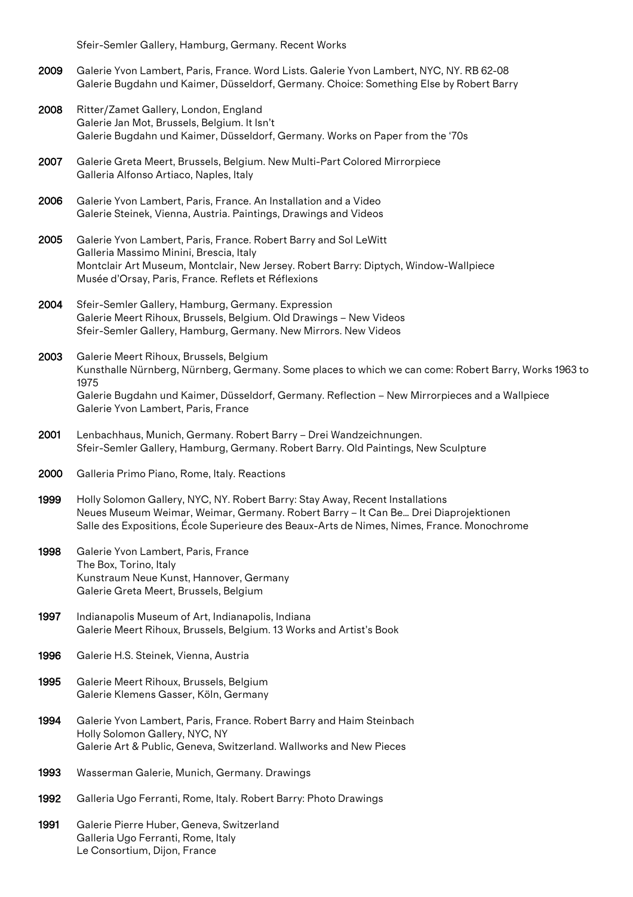Sfeir-Semler Gallery, Hamburg, Germany. Recent Works

**2009** Galerie Yvon Lambert, Paris, France. Word Lists. Galerie Yvon Lambert, NYC, NY. RB 62-08
Galerie Bugdahn und Kaimer, Düsseldorf, Germany. Choice: Something Else by Robert Barry

**2008** Ritter/Zamet Gallery, London, England
Galerie Jan Mot, Brussels, Belgium. It Isn't
Galerie Bugdahn und Kaimer, Düsseldorf, Germany. Works on Paper from the '70s

**2007** Galerie Greta Meert, Brussels, Belgium. New Multi-Part Colored Mirrorpiece
Galleria Alfonso Artiaco, Naples, Italy

**2006** Galerie Yvon Lambert, Paris, France. An Installation and a Video
Galerie Steinek, Vienna, Austria. Paintings, Drawings and Videos

**2005** Galerie Yvon Lambert, Paris, France. Robert Barry and Sol LeWitt
Galleria Massimo Minini, Brescia, Italy
Montclair Art Museum, Montclair, New Jersey. Robert Barry: Diptych, Window-Wallpiece
Musée d'Orsay, Paris, France. Reflets et Réflexions

**2004** Sfeir-Semler Gallery, Hamburg, Germany. Expression
Galerie Meert Rihoux, Brussels, Belgium. Old Drawings – New Videos
Sfeir-Semler Gallery, Hamburg, Germany. New Mirrors. New Videos

**2003** Galerie Meert Rihoux, Brussels, Belgium
Kunsthalle Nürnberg, Nürnberg, Germany. Some places to which we can come: Robert Barry, Works 1963 to 1975
Galerie Bugdahn und Kaimer, Düsseldorf, Germany. Reflection – New Mirrorpieces and a Wallpiece
Galerie Yvon Lambert, Paris, France

**2001** Lenbachhaus, Munich, Germany. Robert Barry – Drei Wandzeichnungen.
Sfeir-Semler Gallery, Hamburg, Germany. Robert Barry. Old Paintings, New Sculpture

**2000** Galleria Primo Piano, Rome, Italy. Reactions

**1999** Holly Solomon Gallery, NYC, NY. Robert Barry: Stay Away, Recent Installations
Neues Museum Weimar, Weimar, Germany. Robert Barry – It Can Be... Drei Diaprojektionen
Salle des Expositions, École Superieure des Beaux-Arts de Nimes, Nimes, France. Monochrome

**1998** Galerie Yvon Lambert, Paris, France
The Box, Torino, Italy
Kunstraum Neue Kunst, Hannover, Germany
Galerie Greta Meert, Brussels, Belgium

**1997** Indianapolis Museum of Art, Indianapolis, Indiana
Galerie Meert Rihoux, Brussels, Belgium. 13 Works and Artist's Book

**1996** Galerie H.S. Steinek, Vienna, Austria

**1995** Galerie Meert Rihoux, Brussels, Belgium
Galerie Klemens Gasser, Köln, Germany

**1994** Galerie Yvon Lambert, Paris, France. Robert Barry and Haim Steinbach
Holly Solomon Gallery, NYC, NY
Galerie Art & Public, Geneva, Switzerland. Wallworks and New Pieces

**1993** Wasserman Galerie, Munich, Germany. Drawings

**1992** Galleria Ugo Ferranti, Rome, Italy. Robert Barry: Photo Drawings

**1991** Galerie Pierre Huber, Geneva, Switzerland
Galleria Ugo Ferranti, Rome, Italy
Le Consortium, Dijon, France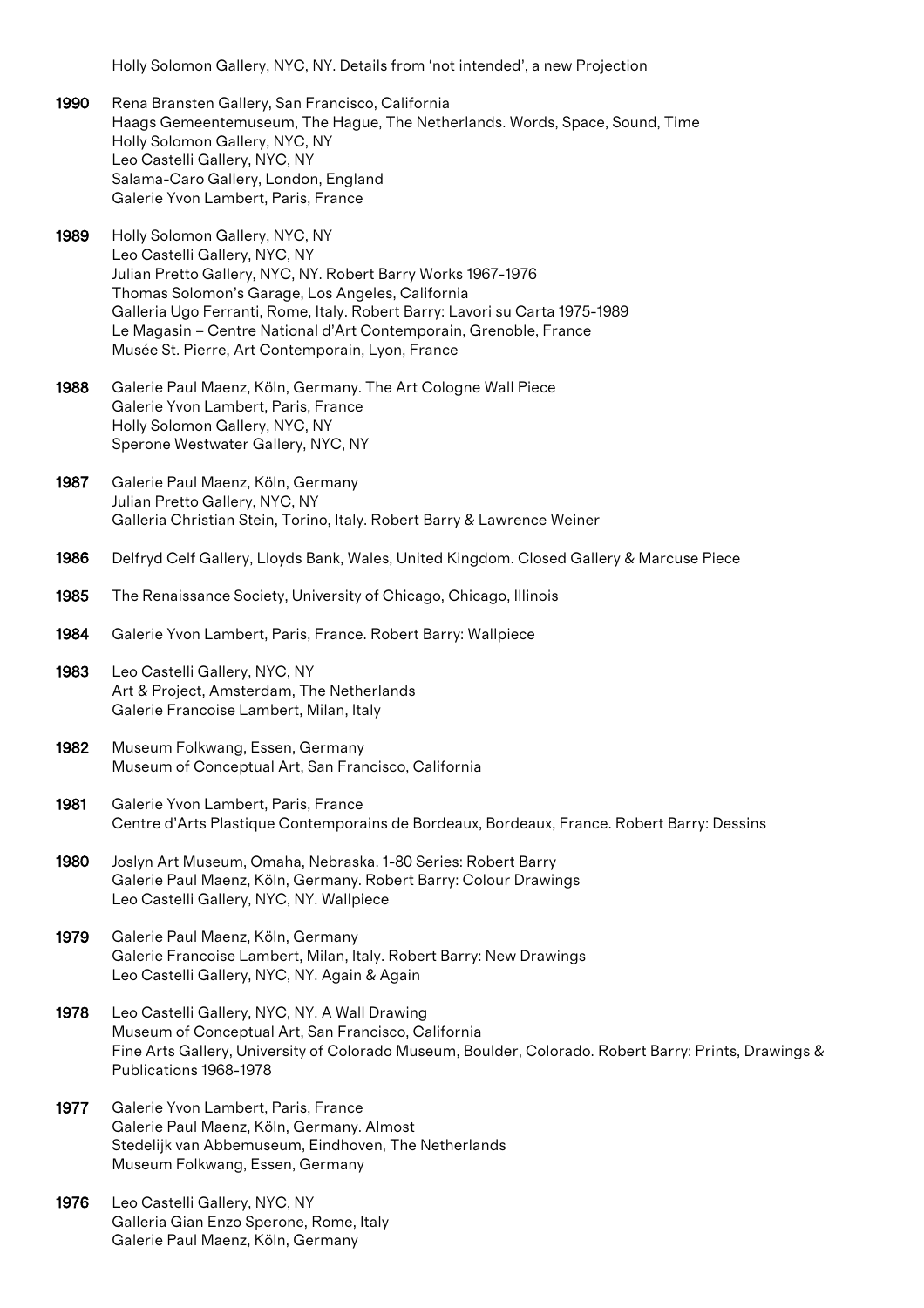Holly Solomon Gallery, NYC, NY. Details from 'not intended', a new Projection

**1990** Rena Bransten Gallery, San Francisco, California
Haags Gemeentemuseum, The Hague, The Netherlands. Words, Space, Sound, Time
Holly Solomon Gallery, NYC, NY
Leo Castelli Gallery, NYC, NY
Salama-Caro Gallery, London, England
Galerie Yvon Lambert, Paris, France

**1989** Holly Solomon Gallery, NYC, NY
Leo Castelli Gallery, NYC, NY
Julian Pretto Gallery, NYC, NY. Robert Barry Works 1967-1976
Thomas Solomon's Garage, Los Angeles, California
Galleria Ugo Ferranti, Rome, Italy. Robert Barry: Lavori su Carta 1975-1989
Le Magasin – Centre National d'Art Contemporain, Grenoble, France
Musée St. Pierre, Art Contemporain, Lyon, France

**1988** Galerie Paul Maenz, Köln, Germany. The Art Cologne Wall Piece
Galerie Yvon Lambert, Paris, France
Holly Solomon Gallery, NYC, NY
Sperone Westwater Gallery, NYC, NY

**1987** Galerie Paul Maenz, Köln, Germany
Julian Pretto Gallery, NYC, NY
Galleria Christian Stein, Torino, Italy. Robert Barry & Lawrence Weiner

**1986** Delfryd Celf Gallery, Lloyds Bank, Wales, United Kingdom. Closed Gallery & Marcuse Piece

**1985** The Renaissance Society, University of Chicago, Chicago, Illinois

**1984** Galerie Yvon Lambert, Paris, France. Robert Barry: Wallpiece

**1983** Leo Castelli Gallery, NYC, NY
Art & Project, Amsterdam, The Netherlands
Galerie Francoise Lambert, Milan, Italy

**1982** Museum Folkwang, Essen, Germany
Museum of Conceptual Art, San Francisco, California

**1981** Galerie Yvon Lambert, Paris, France
Centre d'Arts Plastique Contemporains de Bordeaux, Bordeaux, France. Robert Barry: Dessins

**1980** Joslyn Art Museum, Omaha, Nebraska. 1-80 Series: Robert Barry
Galerie Paul Maenz, Köln, Germany. Robert Barry: Colour Drawings
Leo Castelli Gallery, NYC, NY. Wallpiece

**1979** Galerie Paul Maenz, Köln, Germany
Galerie Francoise Lambert, Milan, Italy. Robert Barry: New Drawings
Leo Castelli Gallery, NYC, NY. Again & Again

**1978** Leo Castelli Gallery, NYC, NY. A Wall Drawing
Museum of Conceptual Art, San Francisco, California
Fine Arts Gallery, University of Colorado Museum, Boulder, Colorado. Robert Barry: Prints, Drawings & Publications 1968-1978

**1977** Galerie Yvon Lambert, Paris, France
Galerie Paul Maenz, Köln, Germany. Almost
Stedelijk van Abbemuseum, Eindhoven, The Netherlands
Museum Folkwang, Essen, Germany

**1976** Leo Castelli Gallery, NYC, NY
Galleria Gian Enzo Sperone, Rome, Italy
Galerie Paul Maenz, Köln, Germany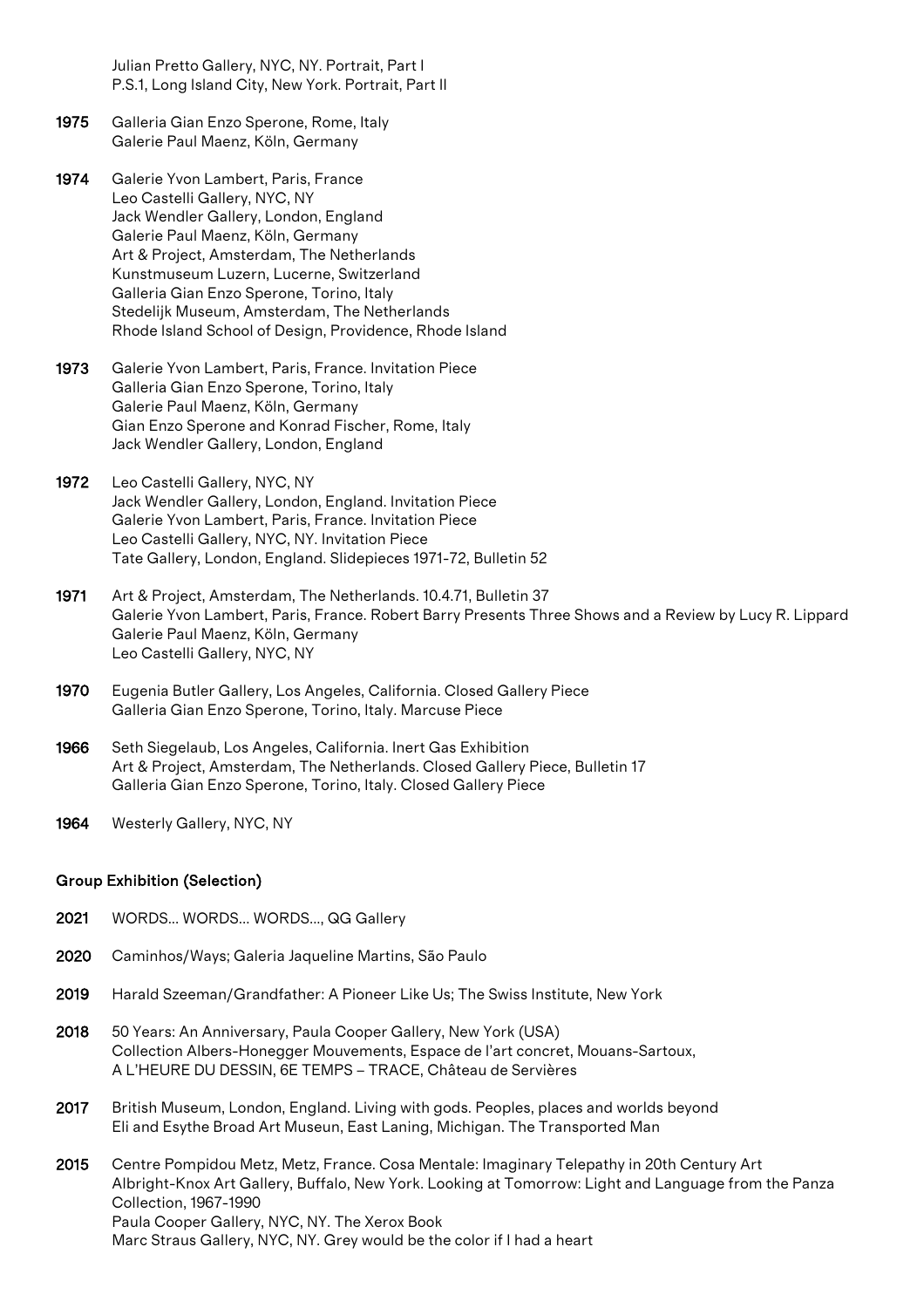Julian Pretto Gallery, NYC, NY. Portrait, Part I
P.S.1, Long Island City, New York. Portrait, Part II

**1975** Galleria Gian Enzo Sperone, Rome, Italy
Galerie Paul Maenz, Köln, Germany

**1974** Galerie Yvon Lambert, Paris, France
Leo Castelli Gallery, NYC, NY
Jack Wendler Gallery, London, England
Galerie Paul Maenz, Köln, Germany
Art & Project, Amsterdam, The Netherlands
Kunstmuseum Luzern, Lucerne, Switzerland
Galleria Gian Enzo Sperone, Torino, Italy
Stedelijk Museum, Amsterdam, The Netherlands
Rhode Island School of Design, Providence, Rhode Island

**1973** Galerie Yvon Lambert, Paris, France. Invitation Piece
Galleria Gian Enzo Sperone, Torino, Italy
Galerie Paul Maenz, Köln, Germany
Gian Enzo Sperone and Konrad Fischer, Rome, Italy
Jack Wendler Gallery, London, England

**1972** Leo Castelli Gallery, NYC, NY
Jack Wendler Gallery, London, England. Invitation Piece
Galerie Yvon Lambert, Paris, France. Invitation Piece
Leo Castelli Gallery, NYC, NY. Invitation Piece
Tate Gallery, London, England. Slidepieces 1971-72, Bulletin 52

**1971** Art & Project, Amsterdam, The Netherlands. 10.4.71, Bulletin 37
Galerie Yvon Lambert, Paris, France. Robert Barry Presents Three Shows and a Review by Lucy R. Lippard
Galerie Paul Maenz, Köln, Germany
Leo Castelli Gallery, NYC, NY

**1970** Eugenia Butler Gallery, Los Angeles, California. Closed Gallery Piece
Galleria Gian Enzo Sperone, Torino, Italy. Marcuse Piece

**1966** Seth Siegelaub, Los Angeles, California. Inert Gas Exhibition
Art & Project, Amsterdam, The Netherlands. Closed Gallery Piece, Bulletin 17
Galleria Gian Enzo Sperone, Torino, Italy. Closed Gallery Piece

**1964** Westerly Gallery, NYC, NY

## Group Exhibition (Selection)

**2021** WORDS... WORDS... WORDS..., QG Gallery

**2020** Caminhos/Ways; Galeria Jaqueline Martins, São Paulo

**2019** Harald Szeeman/Grandfather: A Pioneer Like Us; The Swiss Institute, New York

**2018** 50 Years: An Anniversary, Paula Cooper Gallery, New York (USA)
Collection Albers-Honegger Mouvements, Espace de l'art concret, Mouans-Sartoux,
A L'HEURE DU DESSIN, 6E TEMPS – TRACE, Château de Servières

**2017** British Museum, London, England. Living with gods. Peoples, places and worlds beyond
Eli and Esythe Broad Art Museun, East Laning, Michigan. The Transported Man

**2015** Centre Pompidou Metz, Metz, France. Cosa Mentale: Imaginary Telepathy in 20th Century Art
Albright-Knox Art Gallery, Buffalo, New York. Looking at Tomorrow: Light and Language from the Panza Collection, 1967-1990
Paula Cooper Gallery, NYC, NY. The Xerox Book
Marc Straus Gallery, NYC, NY. Grey would be the color if I had a heart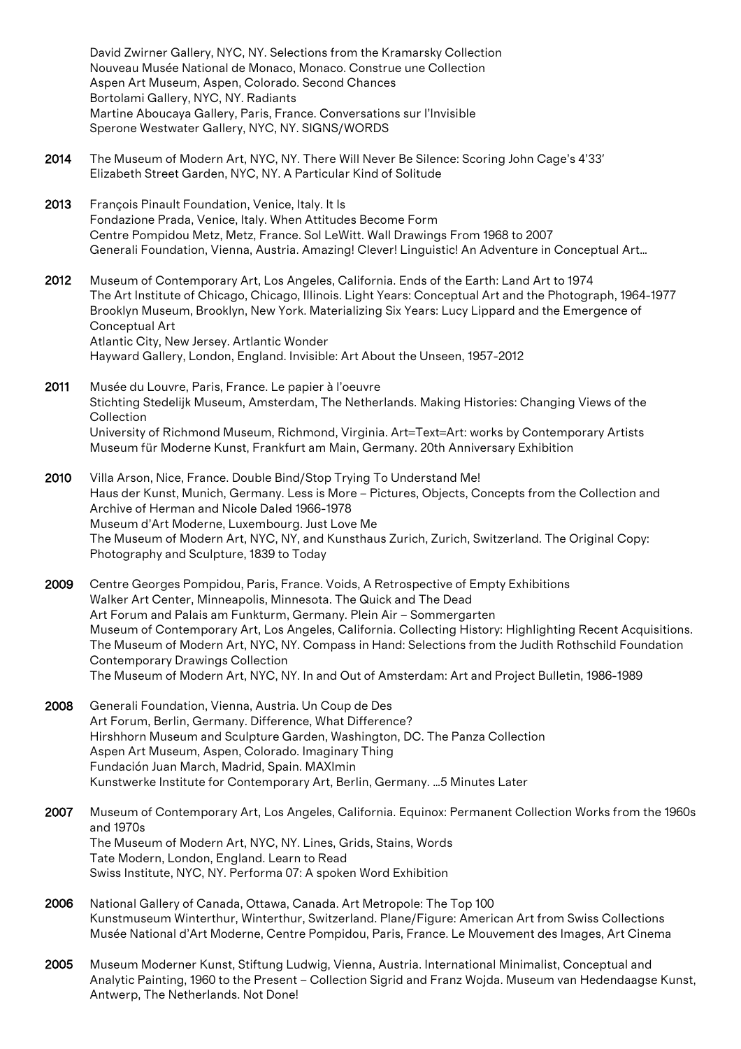David Zwirner Gallery, NYC, NY. Selections from the Kramarsky Collection
Nouveau Musée National de Monaco, Monaco. Construe une Collection
Aspen Art Museum, Aspen, Colorado. Second Chances
Bortolami Gallery, NYC, NY. Radiants
Martine Aboucaya Gallery, Paris, France. Conversations sur l'Invisible
Sperone Westwater Gallery, NYC, NY. SIGNS/WORDS

**2014** The Museum of Modern Art, NYC, NY. There Will Never Be Silence: Scoring John Cage's 4'33'
Elizabeth Street Garden, NYC, NY. A Particular Kind of Solitude

**2013** François Pinault Foundation, Venice, Italy. It Is
Fondazione Prada, Venice, Italy. When Attitudes Become Form
Centre Pompidou Metz, Metz, France. Sol LeWitt. Wall Drawings From 1968 to 2007
Generali Foundation, Vienna, Austria. Amazing! Clever! Linguistic! An Adventure in Conceptual Art...

**2012** Museum of Contemporary Art, Los Angeles, California. Ends of the Earth: Land Art to 1974
The Art Institute of Chicago, Chicago, Illinois. Light Years: Conceptual Art and the Photograph, 1964-1977
Brooklyn Museum, Brooklyn, New York. Materializing Six Years: Lucy Lippard and the Emergence of Conceptual Art
Atlantic City, New Jersey. Artlantic Wonder
Hayward Gallery, London, England. Invisible: Art About the Unseen, 1957-2012

**2011** Musée du Louvre, Paris, France. Le papier à l'oeuvre
Stichting Stedelijk Museum, Amsterdam, The Netherlands. Making Histories: Changing Views of the Collection
University of Richmond Museum, Richmond, Virginia. Art=Text=Art: works by Contemporary Artists
Museum für Moderne Kunst, Frankfurt am Main, Germany. 20th Anniversary Exhibition

**2010** Villa Arson, Nice, France. Double Bind/Stop Trying To Understand Me!
Haus der Kunst, Munich, Germany. Less is More – Pictures, Objects, Concepts from the Collection and Archive of Herman and Nicole Daled 1966-1978
Museum d'Art Moderne, Luxembourg. Just Love Me
The Museum of Modern Art, NYC, NY, and Kunsthaus Zurich, Zurich, Switzerland. The Original Copy: Photography and Sculpture, 1839 to Today

**2009** Centre Georges Pompidou, Paris, France. Voids, A Retrospective of Empty Exhibitions
Walker Art Center, Minneapolis, Minnesota. The Quick and The Dead
Art Forum and Palais am Funkturm, Germany. Plein Air – Sommergarten
Museum of Contemporary Art, Los Angeles, California. Collecting History: Highlighting Recent Acquisitions.
The Museum of Modern Art, NYC, NY. Compass in Hand: Selections from the Judith Rothschild Foundation Contemporary Drawings Collection
The Museum of Modern Art, NYC, NY. In and Out of Amsterdam: Art and Project Bulletin, 1986-1989

**2008** Generali Foundation, Vienna, Austria. Un Coup de Des
Art Forum, Berlin, Germany. Difference, What Difference?
Hirshhorn Museum and Sculpture Garden, Washington, DC. The Panza Collection
Aspen Art Museum, Aspen, Colorado. Imaginary Thing
Fundación Juan March, Madrid, Spain. MAXImin
Kunstwerke Institute for Contemporary Art, Berlin, Germany. ...5 Minutes Later

**2007** Museum of Contemporary Art, Los Angeles, California. Equinox: Permanent Collection Works from the 1960s and 1970s
The Museum of Modern Art, NYC, NY. Lines, Grids, Stains, Words
Tate Modern, London, England. Learn to Read
Swiss Institute, NYC, NY. Performa 07: A spoken Word Exhibition

**2006** National Gallery of Canada, Ottawa, Canada. Art Metropole: The Top 100
Kunstmuseum Winterthur, Winterthur, Switzerland. Plane/Figure: American Art from Swiss Collections
Musée National d'Art Moderne, Centre Pompidou, Paris, France. Le Mouvement des Images, Art Cinema

**2005** Museum Moderner Kunst, Stiftung Ludwig, Vienna, Austria. International Minimalist, Conceptual and Analytic Painting, 1960 to the Present – Collection Sigrid and Franz Wojda. Museum van Hedendaagse Kunst, Antwerp, The Netherlands. Not Done!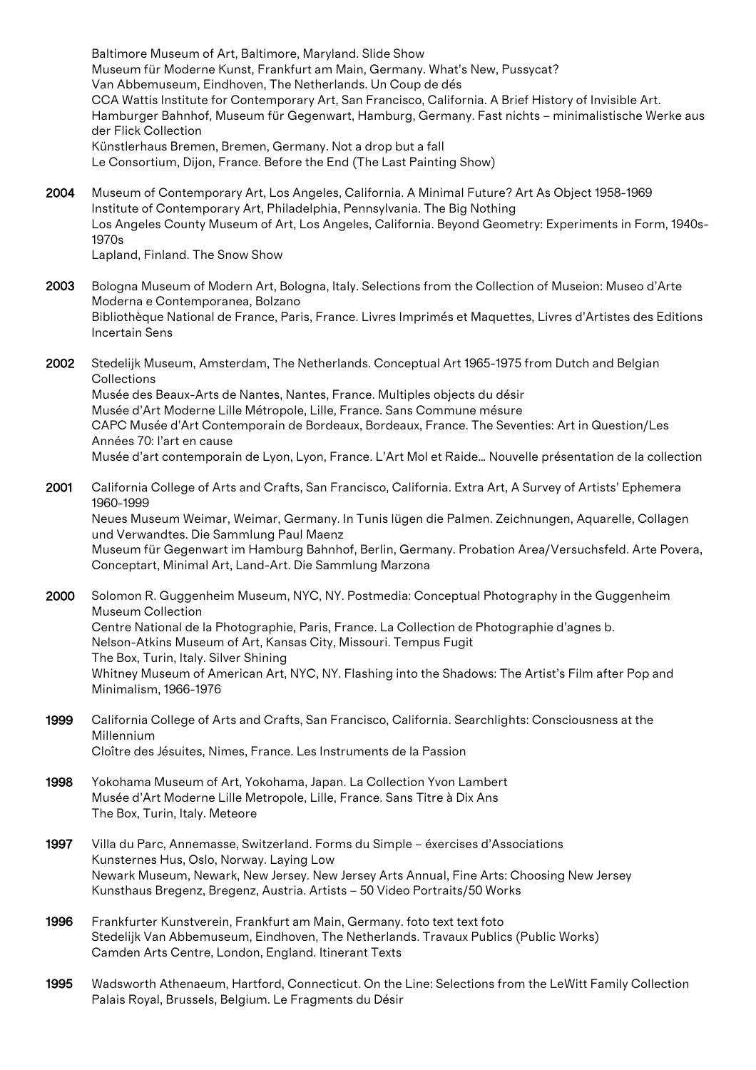Baltimore Museum of Art, Baltimore, Maryland. Slide Show
Museum für Moderne Kunst, Frankfurt am Main, Germany. What's New, Pussycat?
Van Abbemuseum, Eindhoven, The Netherlands. Un Coup de dés
CCA Wattis Institute for Contemporary Art, San Francisco, California. A Brief History of Invisible Art.
Hamburger Bahnhof, Museum für Gegenwart, Hamburg, Germany. Fast nichts – minimalistische Werke aus der Flick Collection
Künstlerhaus Bremen, Bremen, Germany. Not a drop but a fall
Le Consortium, Dijon, France. Before the End (The Last Painting Show)

**2004** Museum of Contemporary Art, Los Angeles, California. A Minimal Future? Art As Object 1958-1969
Institute of Contemporary Art, Philadelphia, Pennsylvania. The Big Nothing
Los Angeles County Museum of Art, Los Angeles, California. Beyond Geometry: Experiments in Form, 1940s-1970s
Lapland, Finland. The Snow Show

**2003** Bologna Museum of Modern Art, Bologna, Italy. Selections from the Collection of Museion: Museo d'Arte Moderna e Contemporanea, Bolzano
Bibliothèque National de France, Paris, France. Livres Imprimés et Maquettes, Livres d'Artistes des Editions Incertain Sens

**2002** Stedelijk Museum, Amsterdam, The Netherlands. Conceptual Art 1965-1975 from Dutch and Belgian Collections
Musée des Beaux-Arts de Nantes, Nantes, France. Multiples objects du désir
Musée d'Art Moderne Lille Métropole, Lille, France. Sans Commune mésure
CAPC Musée d'Art Contemporain de Bordeaux, Bordeaux, France. The Seventies: Art in Question/Les Années 70: l'art en cause
Musée d'art contemporain de Lyon, Lyon, France. L'Art Mol et Raide… Nouvelle présentation de la collection

**2001** California College of Arts and Crafts, San Francisco, California. Extra Art, A Survey of Artists' Ephemera 1960-1999
Neues Museum Weimar, Weimar, Germany. In Tunis lügen die Palmen. Zeichnungen, Aquarelle, Collagen und Verwandtes. Die Sammlung Paul Maenz
Museum für Gegenwart im Hamburg Bahnhof, Berlin, Germany. Probation Area/Versuchsfeld. Arte Povera, Conceptart, Minimal Art, Land-Art. Die Sammlung Marzona

**2000** Solomon R. Guggenheim Museum, NYC, NY. Postmedia: Conceptual Photography in the Guggenheim Museum Collection
Centre National de la Photographie, Paris, France. La Collection de Photographie d'agnes b.
Nelson-Atkins Museum of Art, Kansas City, Missouri. Tempus Fugit
The Box, Turin, Italy. Silver Shining
Whitney Museum of American Art, NYC, NY. Flashing into the Shadows: The Artist's Film after Pop and Minimalism, 1966-1976

**1999** California College of Arts and Crafts, San Francisco, California. Searchlights: Consciousness at the Millennium
Cloître des Jésuites, Nimes, France. Les Instruments de la Passion

**1998** Yokohama Museum of Art, Yokohama, Japan. La Collection Yvon Lambert
Musée d'Art Moderne Lille Metropole, Lille, France. Sans Titre à Dix Ans
The Box, Turin, Italy. Meteore

**1997** Villa du Parc, Annemasse, Switzerland. Forms du Simple – éxercises d'Associations
Kunsternes Hus, Oslo, Norway. Laying Low
Newark Museum, Newark, New Jersey. New Jersey Arts Annual, Fine Arts: Choosing New Jersey
Kunsthaus Bregenz, Bregenz, Austria. Artists – 50 Video Portraits/50 Works

**1996** Frankfurter Kunstverein, Frankfurt am Main, Germany. foto text text foto
Stedelijk Van Abbemuseum, Eindhoven, The Netherlands. Travaux Publics (Public Works)
Camden Arts Centre, London, England. Itinerant Texts

**1995** Wadsworth Athenaeum, Hartford, Connecticut. On the Line: Selections from the LeWitt Family Collection
Palais Royal, Brussels, Belgium. Le Fragments du Désir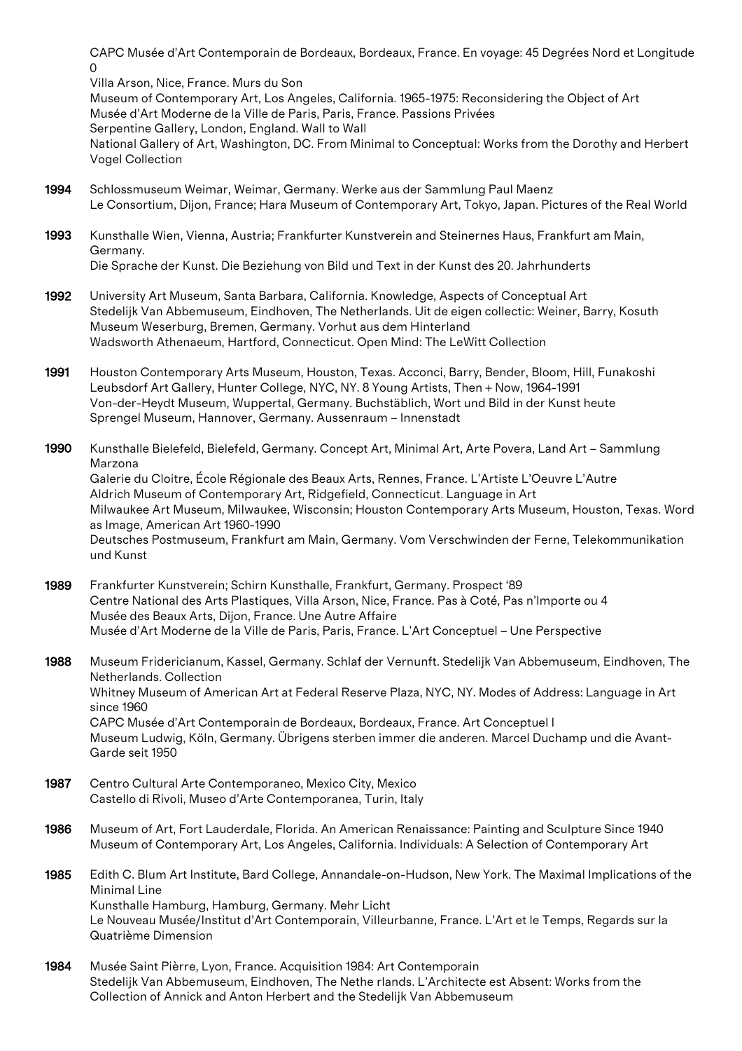CAPC Musée d'Art Contemporain de Bordeaux, Bordeaux, France. En voyage: 45 Degrées Nord et Longitude 0
Villa Arson, Nice, France. Murs du Son
Museum of Contemporary Art, Los Angeles, California. 1965-1975: Reconsidering the Object of Art
Musée d'Art Moderne de la Ville de Paris, Paris, France. Passions Privées
Serpentine Gallery, London, England. Wall to Wall
National Gallery of Art, Washington, DC. From Minimal to Conceptual: Works from the Dorothy and Herbert Vogel Collection

**1994** Schlossmuseum Weimar, Weimar, Germany. Werke aus der Sammlung Paul Maenz
Le Consortium, Dijon, France; Hara Museum of Contemporary Art, Tokyo, Japan. Pictures of the Real World

**1993** Kunsthalle Wien, Vienna, Austria; Frankfurter Kunstverein and Steinernes Haus, Frankfurt am Main, Germany.
Die Sprache der Kunst. Die Beziehung von Bild und Text in der Kunst des 20. Jahrhunderts

**1992** University Art Museum, Santa Barbara, California. Knowledge, Aspects of Conceptual Art
Stedelijk Van Abbemuseum, Eindhoven, The Netherlands. Uit de eigen collectie: Weiner, Barry, Kosuth
Museum Weserburg, Bremen, Germany. Vorhut aus dem Hinterland
Wadsworth Athenaeum, Hartford, Connecticut. Open Mind: The LeWitt Collection

**1991** Houston Contemporary Arts Museum, Houston, Texas. Acconci, Barry, Bender, Bloom, Hill, Funakoshi
Leubsdorf Art Gallery, Hunter College, NYC, NY. 8 Young Artists, Then + Now, 1964-1991
Von-der-Heydt Museum, Wuppertal, Germany. Buchstäblich, Wort und Bild in der Kunst heute
Sprengel Museum, Hannover, Germany. Aussenraum – Innenstadt

**1990** Kunsthalle Bielefeld, Bielefeld, Germany. Concept Art, Minimal Art, Arte Povera, Land Art – Sammlung Marzona
Galerie du Cloitre, École Régionale des Beaux Arts, Rennes, France. L'Artiste L'Oeuvre L'Autre
Aldrich Museum of Contemporary Art, Ridgefield, Connecticut. Language in Art
Milwaukee Art Museum, Milwaukee, Wisconsin; Houston Contemporary Arts Museum, Houston, Texas. Word as Image, American Art 1960-1990
Deutsches Postmuseum, Frankfurt am Main, Germany. Vom Verschwinden der Ferne, Telekommunikation und Kunst

**1989** Frankfurter Kunstverein; Schirn Kunsthalle, Frankfurt, Germany. Prospect '89
Centre National des Arts Plastiques, Villa Arson, Nice, France. Pas à Coté, Pas n'Importe ou 4
Musée des Beaux Arts, Dijon, France. Une Autre Affaire
Musée d'Art Moderne de la Ville de Paris, Paris, France. L'Art Conceptuel – Une Perspective

**1988** Museum Fridericianum, Kassel, Germany. Schlaf der Vernunft. Stedelijk Van Abbemuseum, Eindhoven, The Netherlands. Collection
Whitney Museum of American Art at Federal Reserve Plaza, NYC, NY. Modes of Address: Language in Art since 1960
CAPC Musée d'Art Contemporain de Bordeaux, Bordeaux, France. Art Conceptuel I
Museum Ludwig, Köln, Germany. Übrigens sterben immer die anderen. Marcel Duchamp und die Avant-Garde seit 1950

**1987** Centro Cultural Arte Contemporaneo, Mexico City, Mexico
Castello di Rivoli, Museo d'Arte Contemporanea, Turin, Italy

**1986** Museum of Art, Fort Lauderdale, Florida. An American Renaissance: Painting and Sculpture Since 1940
Museum of Contemporary Art, Los Angeles, California. Individuals: A Selection of Contemporary Art

**1985** Edith C. Blum Art Institute, Bard College, Annandale-on-Hudson, New York. The Maximal Implications of the Minimal Line
Kunsthalle Hamburg, Hamburg, Germany. Mehr Licht
Le Nouveau Musée/Institut d'Art Contemporain, Villeurbanne, France. L'Art et le Temps, Regards sur la Quatrième Dimension

**1984** Musée Saint Pièrre, Lyon, France. Acquisition 1984: Art Contemporain
Stedelijk Van Abbemuseum, Eindhoven, The Nethe rlands. L'Architecte est Absent: Works from the Collection of Annick and Anton Herbert and the Stedelijk Van Abbemuseum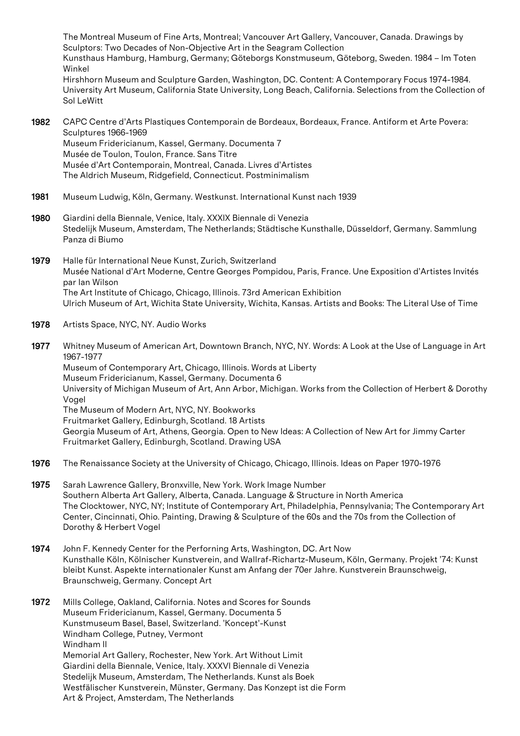The Montreal Museum of Fine Arts, Montreal; Vancouver Art Gallery, Vancouver, Canada. Drawings by Sculptors: Two Decades of Non-Objective Art in the Seagram Collection
Kunsthaus Hamburg, Hamburg, Germany; Göteborgs Konstmuseum, Göteborg, Sweden. 1984 – Im Toten Winkel
Hirshhorn Museum and Sculpture Garden, Washington, DC. Content: A Contemporary Focus 1974-1984.
University Art Museum, California State University, Long Beach, California. Selections from the Collection of Sol LeWitt

**1982** CAPC Centre d'Arts Plastiques Contemporain de Bordeaux, Bordeaux, France. Antiform et Arte Povera: Sculptures 1966-1969
Museum Fridericianum, Kassel, Germany. Documenta 7
Musée de Toulon, Toulon, France. Sans Titre
Musée d'Art Contemporain, Montreal, Canada. Livres d'Artistes
The Aldrich Museum, Ridgefield, Connecticut. Postminimalism

**1981** Museum Ludwig, Köln, Germany. Westkunst. International Kunst nach 1939

**1980** Giardini della Biennale, Venice, Italy. XXXIX Biennale di Venezia
Stedelijk Museum, Amsterdam, The Netherlands; Städtische Kunsthalle, Düsseldorf, Germany. Sammlung Panza di Biumo

**1979** Halle für International Neue Kunst, Zurich, Switzerland
Musée National d'Art Moderne, Centre Georges Pompidou, Paris, France. Une Exposition d'Artistes Invités par Ian Wilson
The Art Institute of Chicago, Chicago, Illinois. 73rd American Exhibition
Ulrich Museum of Art, Wichita State University, Wichita, Kansas. Artists and Books: The Literal Use of Time

**1978** Artists Space, NYC, NY. Audio Works

**1977** Whitney Museum of American Art, Downtown Branch, NYC, NY. Words: A Look at the Use of Language in Art 1967-1977
Museum of Contemporary Art, Chicago, Illinois. Words at Liberty
Museum Fridericianum, Kassel, Germany. Documenta 6
University of Michigan Museum of Art, Ann Arbor, Michigan. Works from the Collection of Herbert & Dorothy Vogel
The Museum of Modern Art, NYC, NY. Bookworks
Fruitmarket Gallery, Edinburgh, Scotland. 18 Artists
Georgia Museum of Art, Athens, Georgia. Open to New Ideas: A Collection of New Art for Jimmy Carter
Fruitmarket Gallery, Edinburgh, Scotland. Drawing USA

**1976** The Renaissance Society at the University of Chicago, Chicago, Illinois. Ideas on Paper 1970-1976

**1975** Sarah Lawrence Gallery, Bronxville, New York. Work Image Number
Southern Alberta Art Gallery, Alberta, Canada. Language & Structure in North America
The Clocktower, NYC, NY; Institute of Contemporary Art, Philadelphia, Pennsylvania; The Contemporary Art Center, Cincinnati, Ohio. Painting, Drawing & Sculpture of the 60s and the 70s from the Collection of Dorothy & Herbert Vogel

**1974** John F. Kennedy Center for the Performing Arts, Washington, DC. Art Now
Kunsthalle Köln, Kölnischer Kunstverein, and Wallraf-Richartz-Museum, Köln, Germany. Projekt '74: Kunst bleibt Kunst. Aspekte internationaler Kunst am Anfang der 70er Jahre. Kunstverein Braunschweig, Braunschweig, Germany. Concept Art

**1972** Mills College, Oakland, California. Notes and Scores for Sounds
Museum Fridericianum, Kassel, Germany. Documenta 5
Kunstmuseum Basel, Basel, Switzerland. 'Koncept'-Kunst
Windham College, Putney, Vermont
Windham II
Memorial Art Gallery, Rochester, New York. Art Without Limit
Giardini della Biennale, Venice, Italy. XXXVI Biennale di Venezia
Stedelijk Museum, Amsterdam, The Netherlands. Kunst als Boek
Westfälischer Kunstverein, Münster, Germany. Das Konzept ist die Form
Art & Project, Amsterdam, The Netherlands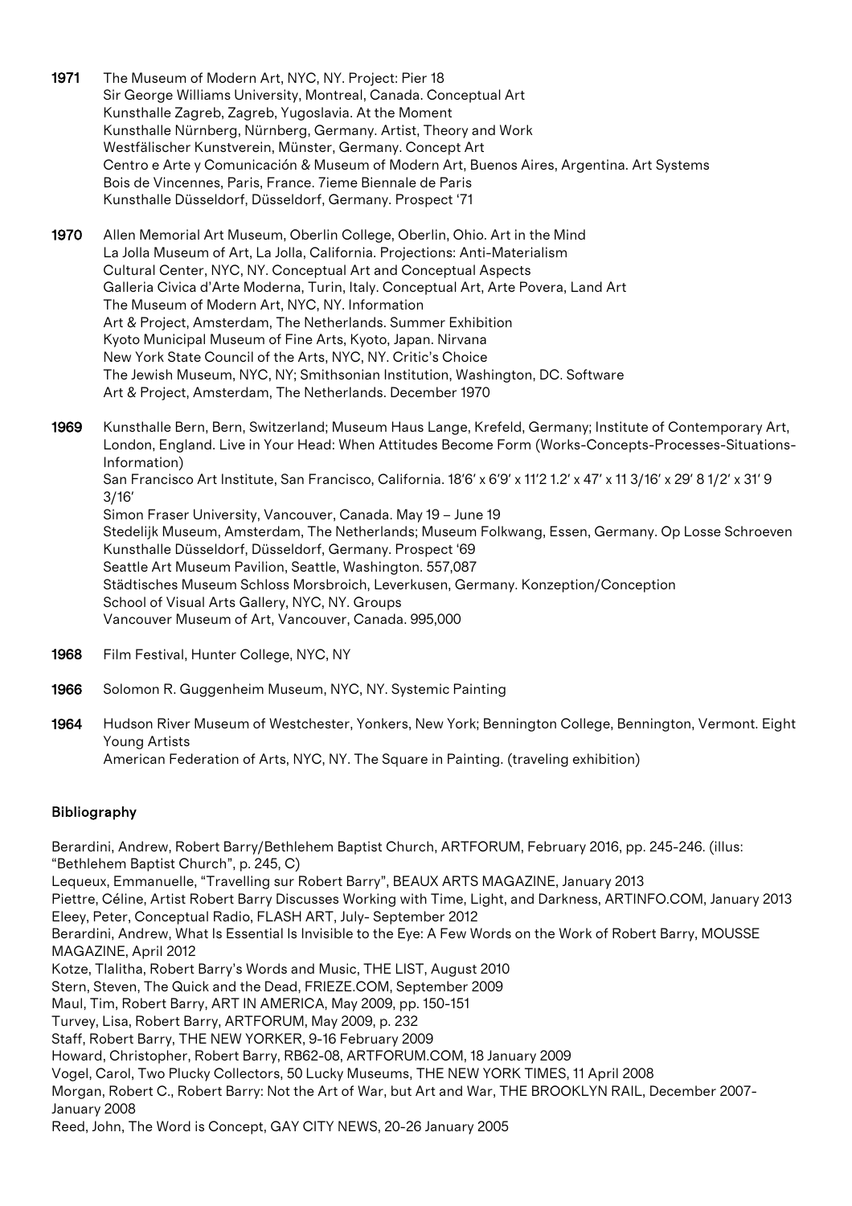**1971** The Museum of Modern Art, NYC, NY. Project: Pier 18
Sir George Williams University, Montreal, Canada. Conceptual Art
Kunsthalle Zagreb, Zagreb, Yugoslavia. At the Moment
Kunsthalle Nürnberg, Nürnberg, Germany. Artist, Theory and Work
Westfälischer Kunstverein, Münster, Germany. Concept Art
Centro e Arte y Comunicación & Museum of Modern Art, Buenos Aires, Argentina. Art Systems
Bois de Vincennes, Paris, France. 7ieme Biennale de Paris
Kunsthalle Düsseldorf, Düsseldorf, Germany. Prospect '71

**1970** Allen Memorial Art Museum, Oberlin College, Oberlin, Ohio. Art in the Mind
La Jolla Museum of Art, La Jolla, California. Projections: Anti-Materialism
Cultural Center, NYC, NY. Conceptual Art and Conceptual Aspects
Galleria Civica d'Arte Moderna, Turin, Italy. Conceptual Art, Arte Povera, Land Art
The Museum of Modern Art, NYC, NY. Information
Art & Project, Amsterdam, The Netherlands. Summer Exhibition
Kyoto Municipal Museum of Fine Arts, Kyoto, Japan. Nirvana
New York State Council of the Arts, NYC, NY. Critic's Choice
The Jewish Museum, NYC, NY; Smithsonian Institution, Washington, DC. Software
Art & Project, Amsterdam, The Netherlands. December 1970

**1969** Kunsthalle Bern, Bern, Switzerland; Museum Haus Lange, Krefeld, Germany; Institute of Contemporary Art, London, England. Live in Your Head: When Attitudes Become Form (Works-Concepts-Processes-Situations-Information)
San Francisco Art Institute, San Francisco, California. 18'6' x 6'9' x 11'2 1.2' x 47' x 11 3/16' x 29' 8 1/2' x 31' 9 3/16'
Simon Fraser University, Vancouver, Canada. May 19 – June 19
Stedelijk Museum, Amsterdam, The Netherlands; Museum Folkwang, Essen, Germany. Op Losse Schroeven
Kunsthalle Düsseldorf, Düsseldorf, Germany. Prospect '69
Seattle Art Museum Pavilion, Seattle, Washington. 557,087
Städtisches Museum Schloss Morsbroich, Leverkusen, Germany. Konzeption/Conception
School of Visual Arts Gallery, NYC, NY. Groups
Vancouver Museum of Art, Vancouver, Canada. 995,000

**1968** Film Festival, Hunter College, NYC, NY

**1966** Solomon R. Guggenheim Museum, NYC, NY. Systemic Painting

**1964** Hudson River Museum of Westchester, Yonkers, New York; Bennington College, Bennington, Vermont. Eight Young Artists
American Federation of Arts, NYC, NY. The Square in Painting. (traveling exhibition)

## Bibliography

Berardini, Andrew, Robert Barry/Bethlehem Baptist Church, ARTFORUM, February 2016, pp. 245-246. (illus: "Bethlehem Baptist Church", p. 245, C)
Lequeux, Emmanuelle, "Travelling sur Robert Barry", BEAUX ARTS MAGAZINE, January 2013
Piettre, Céline, Artist Robert Barry Discusses Working with Time, Light, and Darkness, ARTINFO.COM, January 2013
Eleey, Peter, Conceptual Radio, FLASH ART, July- September 2012
Berardini, Andrew, What Is Essential Is Invisible to the Eye: A Few Words on the Work of Robert Barry, MOUSSE MAGAZINE, April 2012
Kotze, Tlalitha, Robert Barry's Words and Music, THE LIST, August 2010
Stern, Steven, The Quick and the Dead, FRIEZE.COM, September 2009
Maul, Tim, Robert Barry, ART IN AMERICA, May 2009, pp. 150-151
Turvey, Lisa, Robert Barry, ARTFORUM, May 2009, p. 232
Staff, Robert Barry, THE NEW YORKER, 9-16 February 2009
Howard, Christopher, Robert Barry, RB62-08, ARTFORUM.COM, 18 January 2009
Vogel, Carol, Two Plucky Collectors, 50 Lucky Museums, THE NEW YORK TIMES, 11 April 2008
Morgan, Robert C., Robert Barry: Not the Art of War, but Art and War, THE BROOKLYN RAIL, December 2007- January 2008
Reed, John, The Word is Concept, GAY CITY NEWS, 20-26 January 2005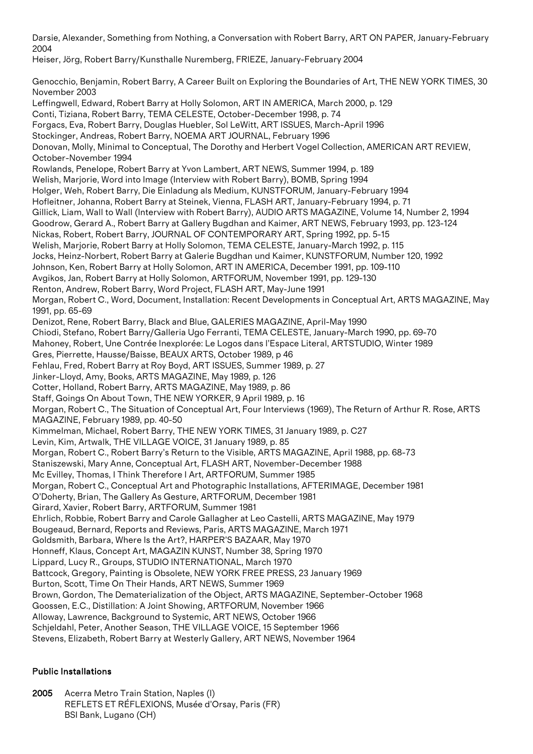Darsie, Alexander, Something from Nothing, a Conversation with Robert Barry, ART ON PAPER, January-February 2004

Heiser, Jörg, Robert Barry/Kunsthalle Nuremberg, FRIEZE, January-February 2004

Genocchio, Benjamin, Robert Barry, A Career Built on Exploring the Boundaries of Art, THE NEW YORK TIMES, 30 November 2003

Leffingwell, Edward, Robert Barry at Holly Solomon, ART IN AMERICA, March 2000, p. 129

Conti, Tiziana, Robert Barry, TEMA CELESTE, October-December 1998, p. 74

Forgacs, Eva, Robert Barry, Douglas Huebler, Sol LeWitt, ART ISSUES, March-April 1996

Stockinger, Andreas, Robert Barry, NOEMA ART JOURNAL, February 1996

Donovan, Molly, Minimal to Conceptual, The Dorothy and Herbert Vogel Collection, AMERICAN ART REVIEW, October-November 1994

Rowlands, Penelope, Robert Barry at Yvon Lambert, ART NEWS, Summer 1994, p. 189

Welish, Marjorie, Word into Image (Interview with Robert Barry), BOMB, Spring 1994

Holger, Weh, Robert Barry, Die Einladung als Medium, KUNSTFORUM, January-February 1994

Hofleitner, Johanna, Robert Barry at Steinek, Vienna, FLASH ART, January-February 1994, p. 71

Gillick, Liam, Wall to Wall (Interview with Robert Barry), AUDIO ARTS MAGAZINE, Volume 14, Number 2, 1994

Goodrow, Gerard A., Robert Barry at Gallery Bugdhan and Kaimer, ART NEWS, February 1993, pp. 123-124

Nickas, Robert, Robert Barry, JOURNAL OF CONTEMPORARY ART, Spring 1992, pp. 5-15

Welish, Marjorie, Robert Barry at Holly Solomon, TEMA CELESTE, January-March 1992, p. 115

Jocks, Heinz-Norbert, Robert Barry at Galerie Bugdhan und Kaimer, KUNSTFORUM, Number 120, 1992

Johnson, Ken, Robert Barry at Holly Solomon, ART IN AMERICA, December 1991, pp. 109-110

Avgikos, Jan, Robert Barry at Holly Solomon, ARTFORUM, November 1991, pp. 129-130

Renton, Andrew, Robert Barry, Word Project, FLASH ART, May-June 1991

Morgan, Robert C., Word, Document, Installation: Recent Developments in Conceptual Art, ARTS MAGAZINE, May 1991, pp. 65-69

Denizot, Rene, Robert Barry, Black and Blue, GALERIES MAGAZINE, April-May 1990

Chiodi, Stefano, Robert Barry/Galleria Ugo Ferranti, TEMA CELESTE, January-March 1990, pp. 69-70

Mahoney, Robert, Une Contrée Inexplorée: Le Logos dans l'Espace Literal, ARTSTUDIO, Winter 1989

Gres, Pierrette, Hausse/Baisse, BEAUX ARTS, October 1989, p 46

Fehlau, Fred, Robert Barry at Roy Boyd, ART ISSUES, Summer 1989, p. 27

Jinker-Lloyd, Amy, Books, ARTS MAGAZINE, May 1989, p. 126

Cotter, Holland, Robert Barry, ARTS MAGAZINE, May 1989, p. 86

Staff, Goings On About Town, THE NEW YORKER, 9 April 1989, p. 16

Morgan, Robert C., The Situation of Conceptual Art, Four Interviews (1969), The Return of Arthur R. Rose, ARTS MAGAZINE, February 1989, pp. 40-50

Kimmelman, Michael, Robert Barry, THE NEW YORK TIMES, 31 January 1989, p. C27

Levin, Kim, Artwalk, THE VILLAGE VOICE, 31 January 1989, p. 85

Morgan, Robert C., Robert Barry's Return to the Visible, ARTS MAGAZINE, April 1988, pp. 68-73

Staniszewski, Mary Anne, Conceptual Art, FLASH ART, November-December 1988

Mc Evilley, Thomas, I Think Therefore I Art, ARTFORUM, Summer 1985

Morgan, Robert C., Conceptual Art and Photographic Installations, AFTERIMAGE, December 1981

O'Doherty, Brian, The Gallery As Gesture, ARTFORUM, December 1981

Girard, Xavier, Robert Barry, ARTFORUM, Summer 1981

Ehrlich, Robbie, Robert Barry and Carole Gallagher at Leo Castelli, ARTS MAGAZINE, May 1979

Bougeaud, Bernard, Reports and Reviews, Paris, ARTS MAGAZINE, March 1971

Goldsmith, Barbara, Where Is the Art?, HARPER'S BAZAAR, May 1970

Honneff, Klaus, Concept Art, MAGAZIN KUNST, Number 38, Spring 1970

Lippard, Lucy R., Groups, STUDIO INTERNATIONAL, March 1970

Battcock, Gregory, Painting is Obsolete, NEW YORK FREE PRESS, 23 January 1969

Burton, Scott, Time On Their Hands, ART NEWS, Summer 1969

Brown, Gordon, The Dematerialization of the Object, ARTS MAGAZINE, September-October 1968

Goossen, E.C., Distillation: A Joint Showing, ARTFORUM, November 1966

Alloway, Lawrence, Background to Systemic, ART NEWS, October 1966

Schjeldahl, Peter, Another Season, THE VILLAGE VOICE, 15 September 1966

Stevens, Elizabeth, Robert Barry at Westerly Gallery, ART NEWS, November 1964

### Public Installations

**2005** Acerra Metro Train Station, Naples (I)
REFLETS ET RÉFLEXIONS, Musée d'Orsay, Paris (FR)
BSI Bank, Lugano (CH)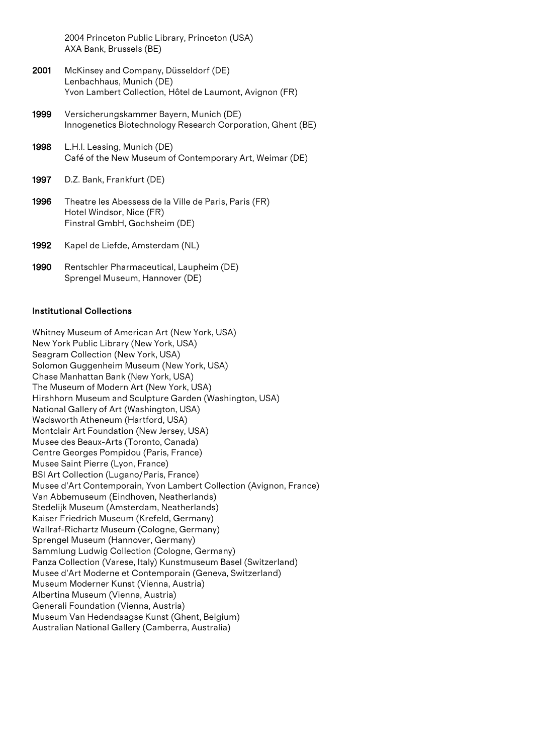2004 Princeton Public Library, Princeton (USA)
AXA Bank, Brussels (BE)

**2001** McKinsey and Company, Düsseldorf (DE)
Lenbachhaus, Munich (DE)
Yvon Lambert Collection, Hôtel de Laumont, Avignon (FR)

**1999** Versicherungskammer Bayern, Munich (DE)
Innogenetics Biotechnology Research Corporation, Ghent (BE)

**1998** L.H.I. Leasing, Munich (DE)
Café of the New Museum of Contemporary Art, Weimar (DE)

**1997** D.Z. Bank, Frankfurt (DE)

**1996** Theatre les Abessess de la Ville de Paris, Paris (FR)
Hotel Windsor, Nice (FR)
Finstral GmbH, Gochsheim (DE)

**1992** Kapel de Liefde, Amsterdam (NL)

**1990** Rentschler Pharmaceutical, Laupheim (DE)
Sprengel Museum, Hannover (DE)

## Institutional Collections

Whitney Museum of American Art (New York, USA)
New York Public Library (New York, USA)
Seagram Collection (New York, USA)
Solomon Guggenheim Museum (New York, USA)
Chase Manhattan Bank (New York, USA)
The Museum of Modern Art (New York, USA)
Hirshhorn Museum and Sculpture Garden (Washington, USA)
National Gallery of Art (Washington, USA)
Wadsworth Atheneum (Hartford, USA)
Montclair Art Foundation (New Jersey, USA)
Musee des Beaux-Arts (Toronto, Canada)
Centre Georges Pompidou (Paris, France)
Musee Saint Pierre (Lyon, France)
BSI Art Collection (Lugano/Paris, France)
Musee d'Art Contemporain, Yvon Lambert Collection (Avignon, France)
Van Abbemuseum (Eindhoven, Neatherlands)
Stedelijk Museum (Amsterdam, Neatherlands)
Kaiser Friedrich Museum (Krefeld, Germany)
Wallraf-Richartz Museum (Cologne, Germany)
Sprengel Museum (Hannover, Germany)
Sammlung Ludwig Collection (Cologne, Germany)
Panza Collection (Varese, Italy) Kunstmuseum Basel (Switzerland)
Musee d'Art Moderne et Contemporain (Geneva, Switzerland)
Museum Moderner Kunst (Vienna, Austria)
Albertina Museum (Vienna, Austria)
Generali Foundation (Vienna, Austria)
Museum Van Hedendaagse Kunst (Ghent, Belgium)
Australian National Gallery (Camberra, Australia)